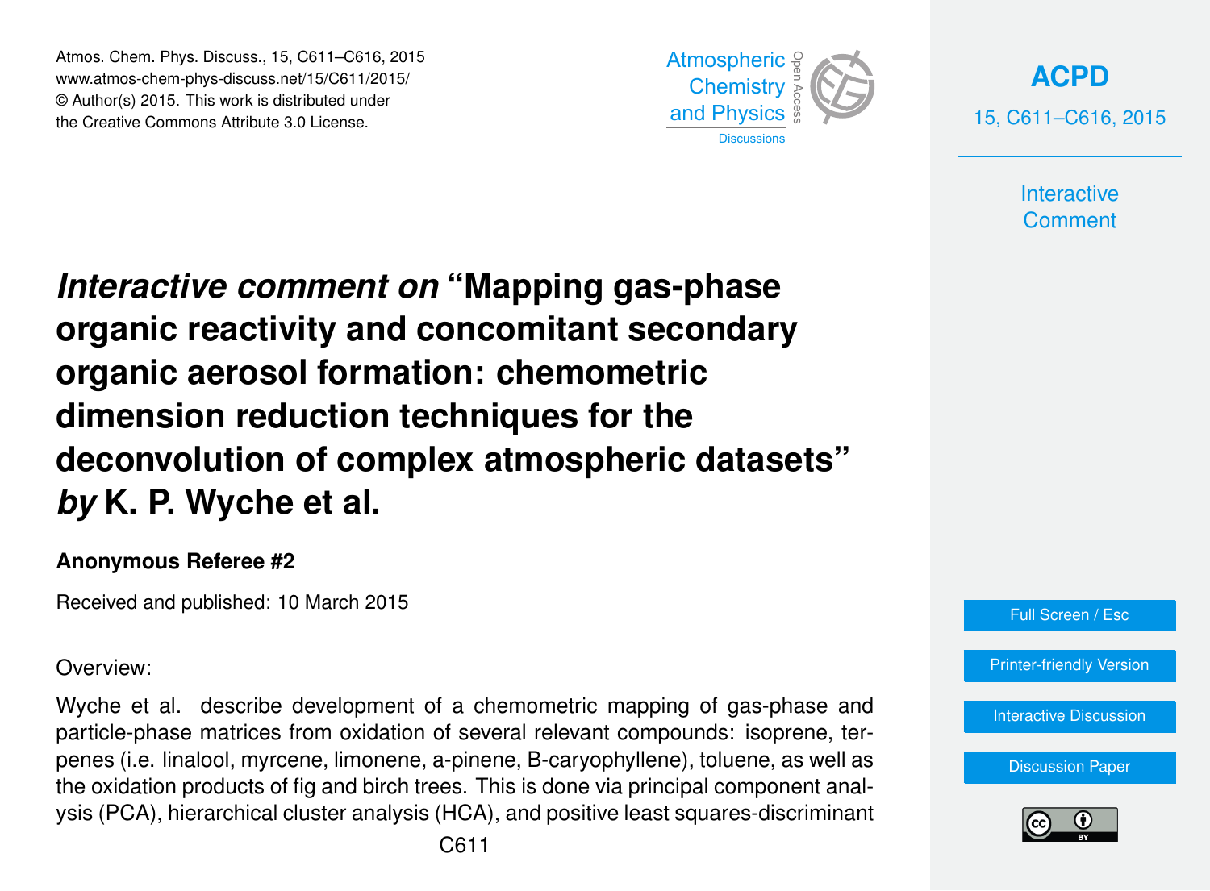# *Interactive comment on* "Mapping gas-phase organic reactivity and concomitant secondary organic aerosol formation: chemometric dimension reduction techniques for the deconvolution of complex atmospheric datasets" *by* K. P. Wyche et al.

**Anonymous Referee #2**

Received and published: 10 March 2015

Overview:

Wyche et al. describe development of a chemometric mapping of gas-phase and particle-phase matrices from oxidation of several relevant compounds: isoprene, terpenes (i.e. linalool, myrcene, limonene, a-pinene, B-caryophyllene), toluene, as well as the oxidation products of fig and birch trees. This is done via principal component analysis (PCA), hierarchical cluster analysis (HCA), and positive least squares-discriminant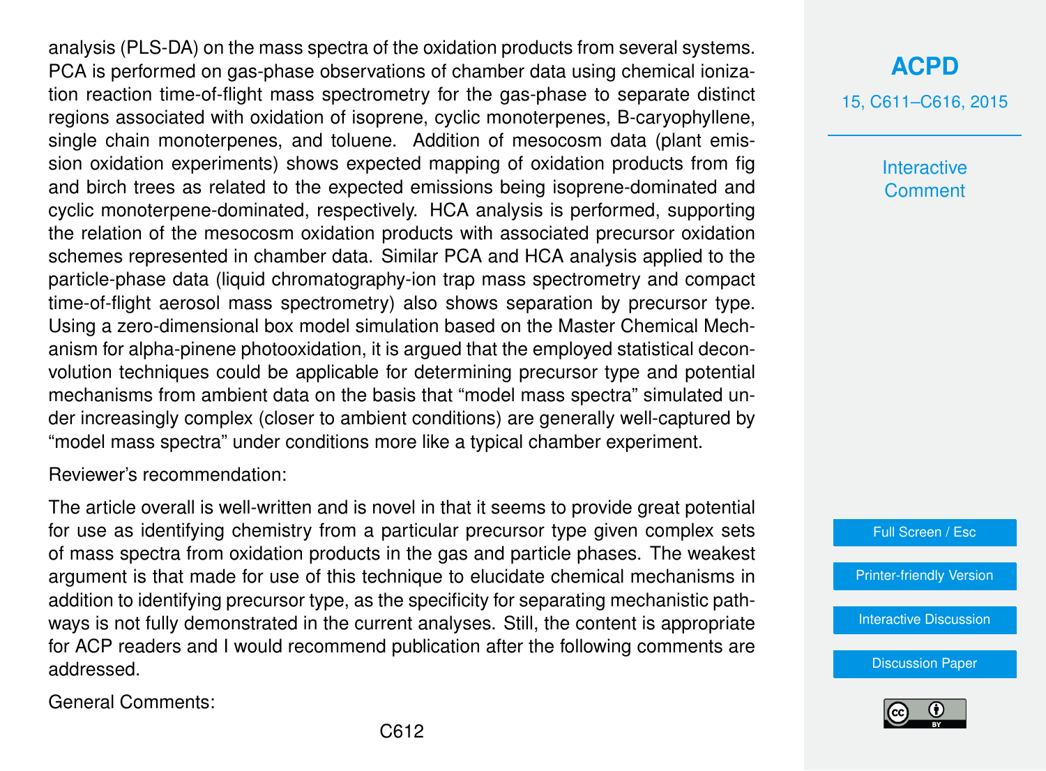analysis (PLS-DA) on the mass spectra of the oxidation products from several systems. PCA is performed on gas-phase observations of chamber data using chemical ionization reaction time-of-flight mass spectrometry for the gas-phase to separate distinct regions associated with oxidation of isoprene, cyclic monoterpenes, B-caryophyllene, single chain monoterpenes, and toluene. Addition of mesocosm data (plant emission oxidation experiments) shows expected mapping of oxidation products from fig and birch trees as related to the expected emissions being isoprene-dominated and cyclic monoterpene-dominated, respectively. HCA analysis is performed, supporting the relation of the mesocosm oxidation products with associated precursor oxidation schemes represented in chamber data. Similar PCA and HCA analysis applied to the particle-phase data (liquid chromatography-ion trap mass spectrometry and compact time-of-flight aerosol mass spectrometry) also shows separation by precursor type. Using a zero-dimensional box model simulation based on the Master Chemical Mechanism for alpha-pinene photooxidation, it is argued that the employed statistical deconvolution techniques could be applicable for determining precursor type and potential mechanisms from ambient data on the basis that "model mass spectra" simulated under increasingly complex (closer to ambient conditions) are generally well-captured by "model mass spectra" under conditions more like a typical chamber experiment.

Reviewer's recommendation:

The article overall is well-written and is novel in that it seems to provide great potential for use as identifying chemistry from a particular precursor type given complex sets of mass spectra from oxidation products in the gas and particle phases. The weakest argument is that made for use of this technique to elucidate chemical mechanisms in addition to identifying precursor type, as the specificity for separating mechanistic pathways is not fully demonstrated in the current analyses. Still, the content is appropriate for ACP readers and I would recommend publication after the following comments are addressed.

General Comments: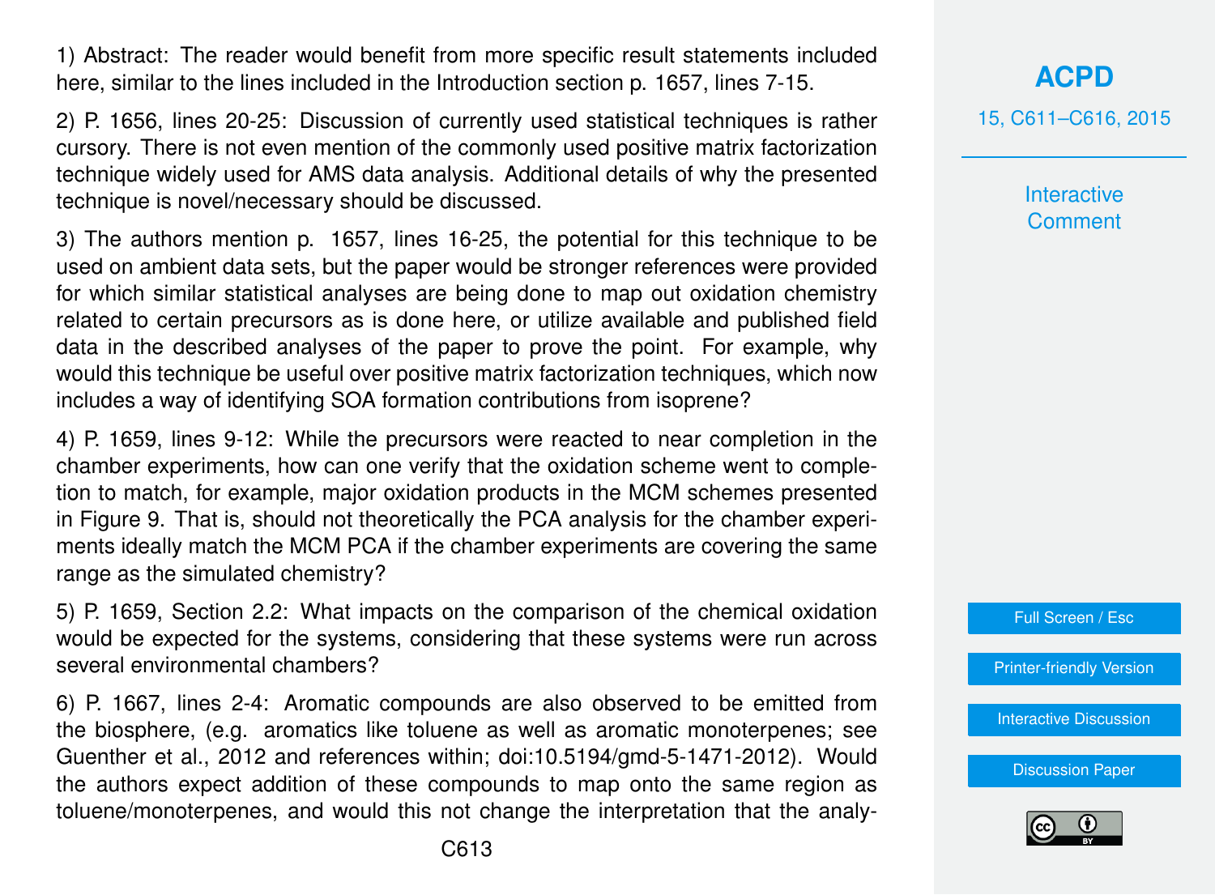1) Abstract: The reader would benefit from more specific result statements included here, similar to the lines included in the Introduction section p. 1657, lines 7-15.

2) P. 1656, lines 20-25: Discussion of currently used statistical techniques is rather cursory. There is not even mention of the commonly used positive matrix factorization technique widely used for AMS data analysis. Additional details of why the presented technique is novel/necessary should be discussed.

3) The authors mention p. 1657, lines 16-25, the potential for this technique to be used on ambient data sets, but the paper would be stronger references were provided for which similar statistical analyses are being done to map out oxidation chemistry related to certain precursors as is done here, or utilize available and published field data in the described analyses of the paper to prove the point. For example, why would this technique be useful over positive matrix factorization techniques, which now includes a way of identifying SOA formation contributions from isoprene?

4) P. 1659, lines 9-12: While the precursors were reacted to near completion in the chamber experiments, how can one verify that the oxidation scheme went to completion to match, for example, major oxidation products in the MCM schemes presented in Figure 9. That is, should not theoretically the PCA analysis for the chamber experiments ideally match the MCM PCA if the chamber experiments are covering the same range as the simulated chemistry?

5) P. 1659, Section 2.2: What impacts on the comparison of the chemical oxidation would be expected for the systems, considering that these systems were run across several environmental chambers?

6) P. 1667, lines 2-4: Aromatic compounds are also observed to be emitted from the biosphere, (e.g. aromatics like toluene as well as aromatic monoterpenes; see Guenther et al., 2012 and references within; doi:10.5194/gmd-5-1471-2012). Would the authors expect addition of these compounds to map onto the same region as toluene/monoterpenes, and would this not change the interpretation that the analy-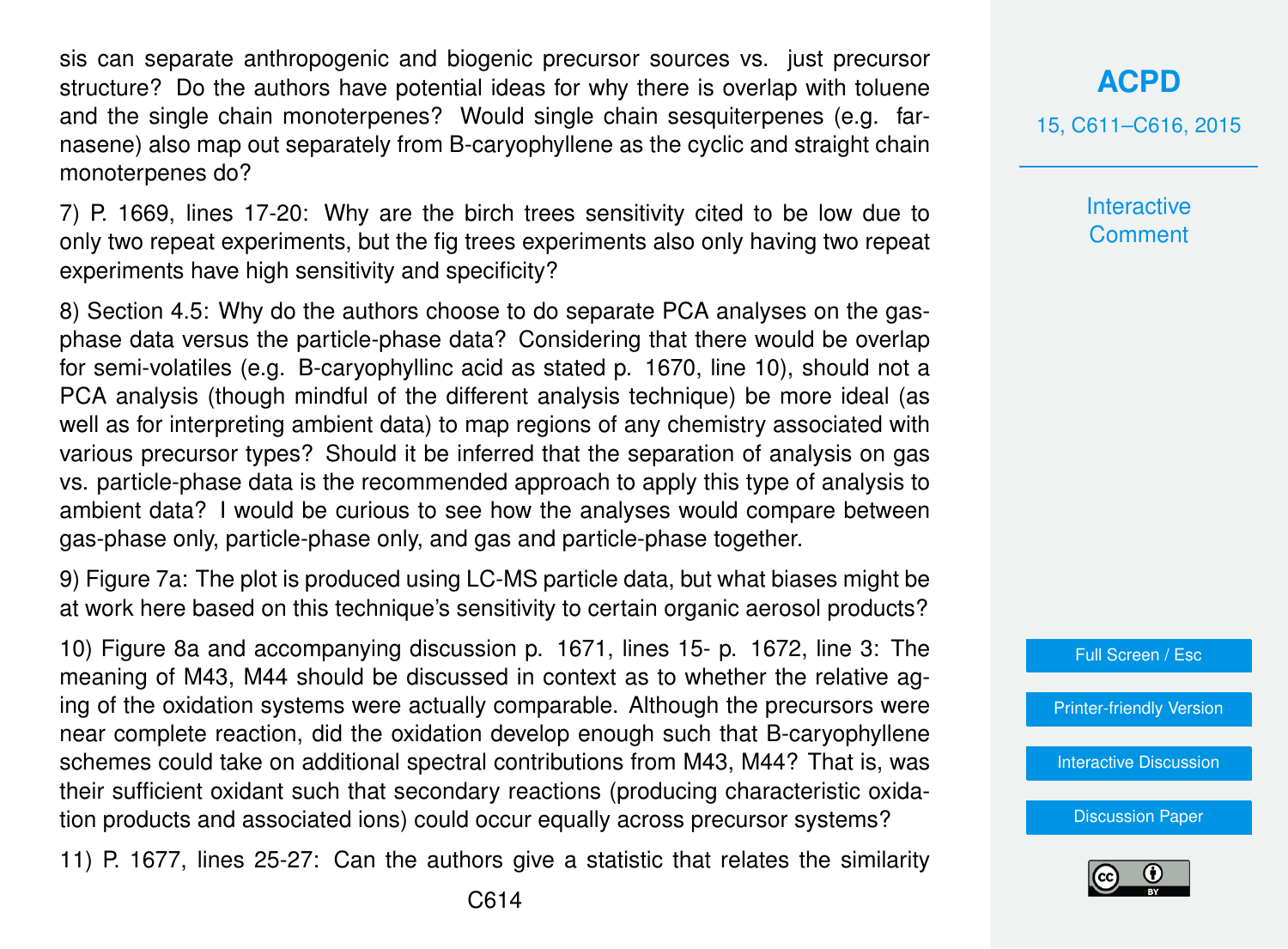sis can separate anthropogenic and biogenic precursor sources vs. just precursor structure? Do the authors have potential ideas for why there is overlap with toluene and the single chain monoterpenes? Would single chain sesquiterpenes (e.g. farnasene) also map out separately from B-caryophyllene as the cyclic and straight chain monoterpenes do?

7) P. 1669, lines 17-20: Why are the birch trees sensitivity cited to be low due to only two repeat experiments, but the fig trees experiments also only having two repeat experiments have high sensitivity and specificity?

8) Section 4.5: Why do the authors choose to do separate PCA analyses on the gas-phase data versus the particle-phase data? Considering that there would be overlap for semi-volatiles (e.g. B-caryophyllinc acid as stated p. 1670, line 10), should not a PCA analysis (though mindful of the different analysis technique) be more ideal (as well as for interpreting ambient data) to map regions of any chemistry associated with various precursor types? Should it be inferred that the separation of analysis on gas vs. particle-phase data is the recommended approach to apply this type of analysis to ambient data? I would be curious to see how the analyses would compare between gas-phase only, particle-phase only, and gas and particle-phase together.

9) Figure 7a: The plot is produced using LC-MS particle data, but what biases might be at work here based on this technique's sensitivity to certain organic aerosol products?

10) Figure 8a and accompanying discussion p. 1671, lines 15- p. 1672, line 3: The meaning of M43, M44 should be discussed in context as to whether the relative aging of the oxidation systems were actually comparable. Although the precursors were near complete reaction, did the oxidation develop enough such that B-caryophyllene schemes could take on additional spectral contributions from M43, M44? That is, was their sufficient oxidant such that secondary reactions (producing characteristic oxidation products and associated ions) could occur equally across precursor systems?

11) P. 1677, lines 25-27: Can the authors give a statistic that relates the similarity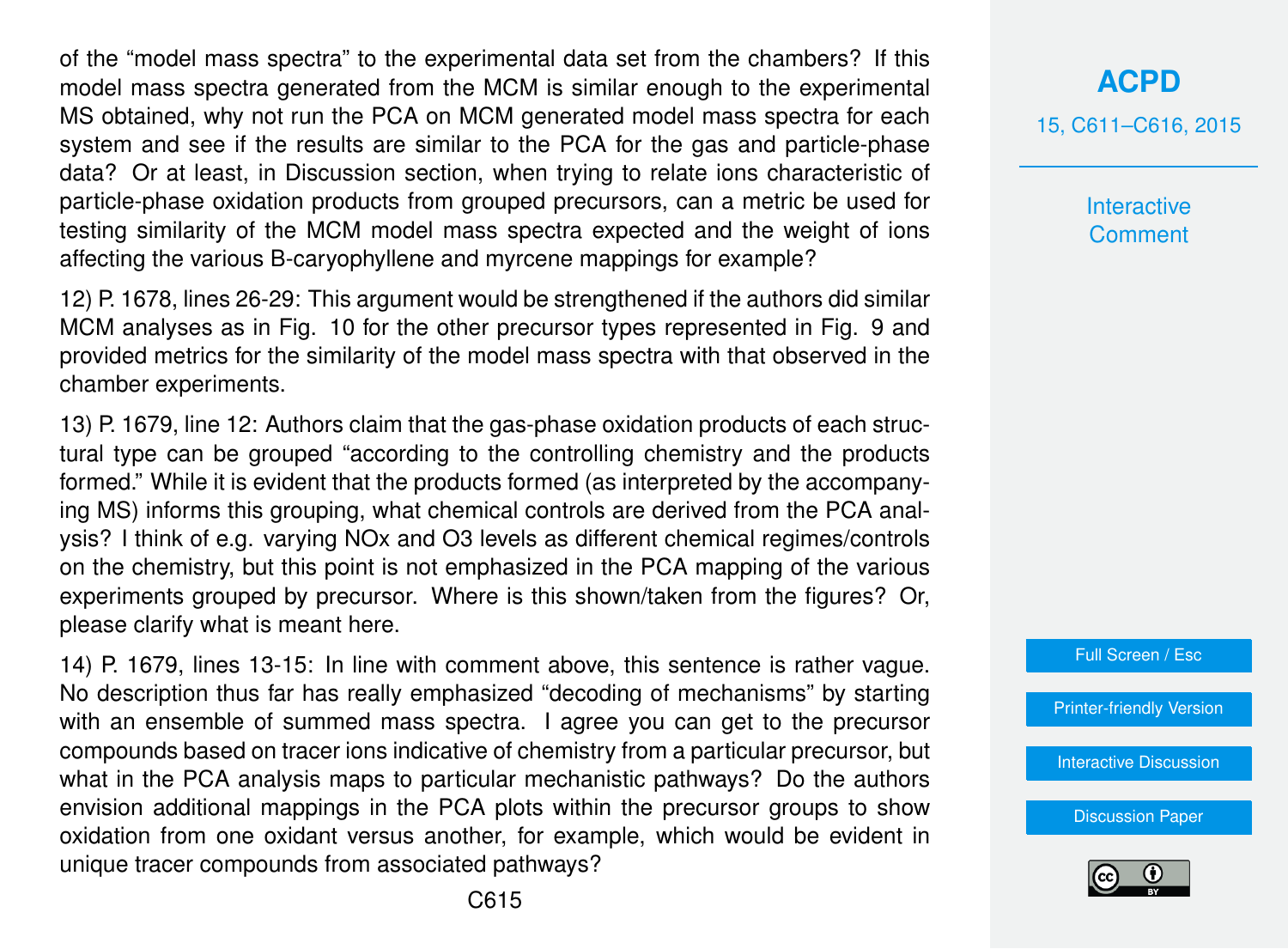of the "model mass spectra" to the experimental data set from the chambers? If this model mass spectra generated from the MCM is similar enough to the experimental MS obtained, why not run the PCA on MCM generated model mass spectra for each system and see if the results are similar to the PCA for the gas and particle-phase data? Or at least, in Discussion section, when trying to relate ions characteristic of particle-phase oxidation products from grouped precursors, can a metric be used for testing similarity of the MCM model mass spectra expected and the weight of ions affecting the various B-caryophyllene and myrcene mappings for example?

12) P. 1678, lines 26-29: This argument would be strengthened if the authors did similar MCM analyses as in Fig. 10 for the other precursor types represented in Fig. 9 and provided metrics for the similarity of the model mass spectra with that observed in the chamber experiments.

13) P. 1679, line 12: Authors claim that the gas-phase oxidation products of each structural type can be grouped "according to the controlling chemistry and the products formed." While it is evident that the products formed (as interpreted by the accompanying MS) informs this grouping, what chemical controls are derived from the PCA analysis? I think of e.g. varying NOx and O3 levels as different chemical regimes/controls on the chemistry, but this point is not emphasized in the PCA mapping of the various experiments grouped by precursor. Where is this shown/taken from the figures? Or, please clarify what is meant here.

14) P. 1679, lines 13-15: In line with comment above, this sentence is rather vague. No description thus far has really emphasized "decoding of mechanisms" by starting with an ensemble of summed mass spectra. I agree you can get to the precursor compounds based on tracer ions indicative of chemistry from a particular precursor, but what in the PCA analysis maps to particular mechanistic pathways? Do the authors envision additional mappings in the PCA plots within the precursor groups to show oxidation from one oxidant versus another, for example, which would be evident in unique tracer compounds from associated pathways?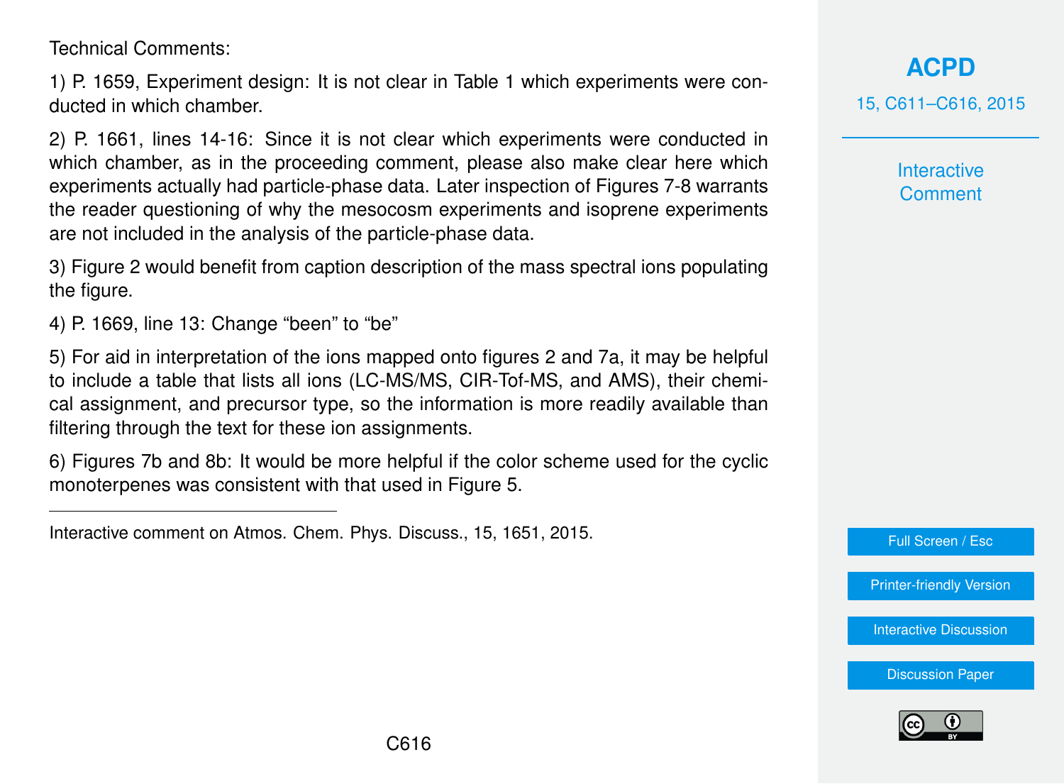Technical Comments:

1) P. 1659, Experiment design: It is not clear in Table 1 which experiments were conducted in which chamber.

2) P. 1661, lines 14-16: Since it is not clear which experiments were conducted in which chamber, as in the proceeding comment, please also make clear here which experiments actually had particle-phase data. Later inspection of Figures 7-8 warrants the reader questioning of why the mesocosm experiments and isoprene experiments are not included in the analysis of the particle-phase data.

3) Figure 2 would benefit from caption description of the mass spectral ions populating the figure.

4) P. 1669, line 13: Change "been" to "be"

5) For aid in interpretation of the ions mapped onto figures 2 and 7a, it may be helpful to include a table that lists all ions (LC-MS/MS, CIR-Tof-MS, and AMS), their chemical assignment, and precursor type, so the information is more readily available than filtering through the text for these ion assignments.

6) Figures 7b and 8b: It would be more helpful if the color scheme used for the cyclic monoterpenes was consistent with that used in Figure 5.

---

Interactive comment on Atmos. Chem. Phys. Discuss., 15, 1651, 2015.